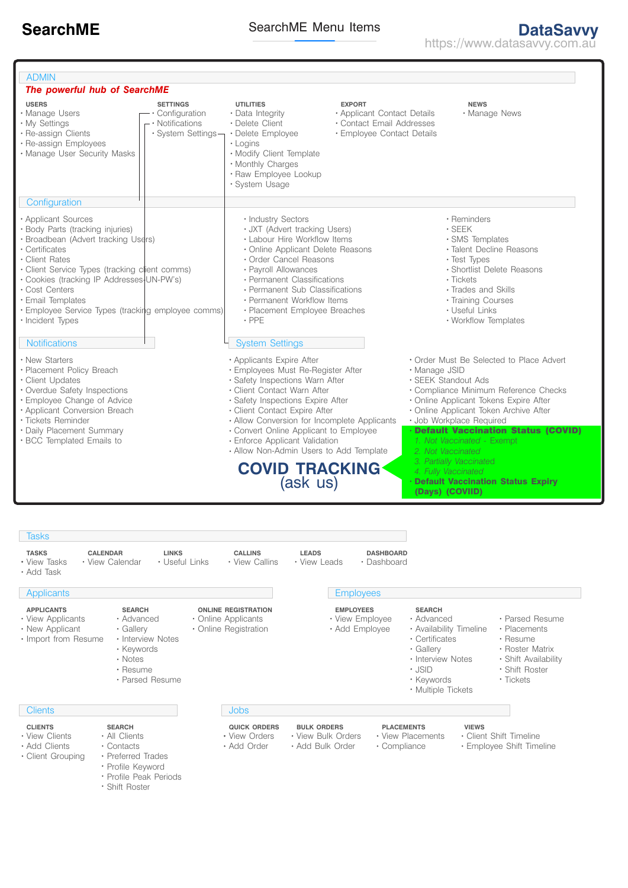# SearchME

## SearchME Menu Items

**DataSavvy**
https://www.datasavvy.com.au

## ADMIN

***The powerful hub of SearchME***

**USERS**
- Manage Users
- My Settings
- Re-assign Clients
- Re-assign Employees
- Manage User Security Masks

**SETTINGS**
- Configuration
- Notifications
- System Settings

**UTILITIES**
- Data Integrity
- Delete Client
- Delete Employee
- Logins
- Modify Client Template
- Monthly Charges
- Raw Employee Lookup
- System Usage

**EXPORT**
- Applicant Contact Details
- Contact Email Addresses
- Employee Contact Details

**NEWS**
- Manage News

### Configuration

- Applicant Sources
- Body Parts (tracking injuries)
- Broadbean (Advert tracking Users)
- Certificates
- Client Rates
- Client Service Types (tracking client comms)
- Cookies (tracking IP Addresses-UN-PW's)
- Cost Centers
- Email Templates
- Employee Service Types (tracking employee comms)
- Incident Types
- Industry Sectors
- JXT (Advert tracking Users)
- Labour Hire Workflow Items
- Online Applicant Delete Reasons
- Order Cancel Reasons
- Payroll Allowances
- Permanent Classifications
- Permanent Sub Classifications
- Permanent Workflow Items
- Placement Employee Breaches
- PPE
- Reminders
- SEEK
- SMS Templates
- Talent Decline Reasons
- Test Types
- Shortlist Delete Reasons
- Tickets
- Trades and Skills
- Training Courses
- Useful Links
- Workflow Templates

### Notifications

- New Starters
- Placement Policy Breach
- Client Updates
- Overdue Safety Inspections
- Employee Change of Advice
- Applicant Conversion Breach
- Tickets Reminder
- Daily Placement Summary
- BCC Templated Emails to

### System Settings

- Applicants Expire After
- Employees Must Re-Register After
- Safety Inspections Warn After
- Client Contact Warn After
- Safety Inspections Expire After
- Client Contact Expire After
- Allow Conversion for Incomplete Applicants
- Convert Online Applicant to Employee
- Enforce Applicant Validation
- Allow Non-Admin Users to Add Template
- Order Must Be Selected to Place Advert
- Manage JSID
- SEEK Standout Ads
- Compliance Minimum Reference Checks
- Online Applicant Tokens Expire After
- Online Applicant Token Archive After
- Job Workplace Required
- **Default Vaccination Status (COVID)**
  1. *Not Vaccinated - Exempt*
  2. *Not Vaccinated*
  3. *Partially Vaccinated*
  4. *Fully Vaccinated*
- **Default Vaccination Status Expiry (Days) (COVIID)**

**COVID TRACKING**
(ask us)

## Tasks

**TASKS**
- View Tasks
- Add Task

**CALENDAR**
- View Calendar

**LINKS**
- Useful Links

**CALLINS**
- View Callins

**LEADS**
- View Leads

**DASHBOARD**
- Dashboard

## Applicants

**APPLICANTS**
- View Applicants
- New Applicant
- Import from Resume

**SEARCH**
- Advanced
- Gallery
- Interview Notes
- Keywords
- Notes
- Resume
- Parsed Resume

**ONLINE REGISTRATION**
- Online Applicants
- Online Registration

## Employees

**EMPLOYEES**
- View Employee
- Add Employee

**SEARCH**
- Advanced
- Availability Timeline
- Certificates
- Gallery
- Interview Notes
- JSID
- Keywords
- Multiple Tickets
- Parsed Resume
- Placements
- Resume
- Roster Matrix
- Shift Availability
- Shift Roster
- Tickets

## Clients

**CLIENTS**
- View Clients
- Add Clients
- Client Grouping

**SEARCH**
- All Clients
- Contacts
- Preferred Trades
- Profile Keyword
- Profile Peak Periods
- Shift Roster

## Jobs

**QUICK ORDERS**
- View Orders
- Add Order

**BULK ORDERS**
- View Bulk Orders
- Add Bulk Order

**PLACEMENTS**
- View Placements
- Compliance

**VIEWS**
- Client Shift Timeline
- Employee Shift Timeline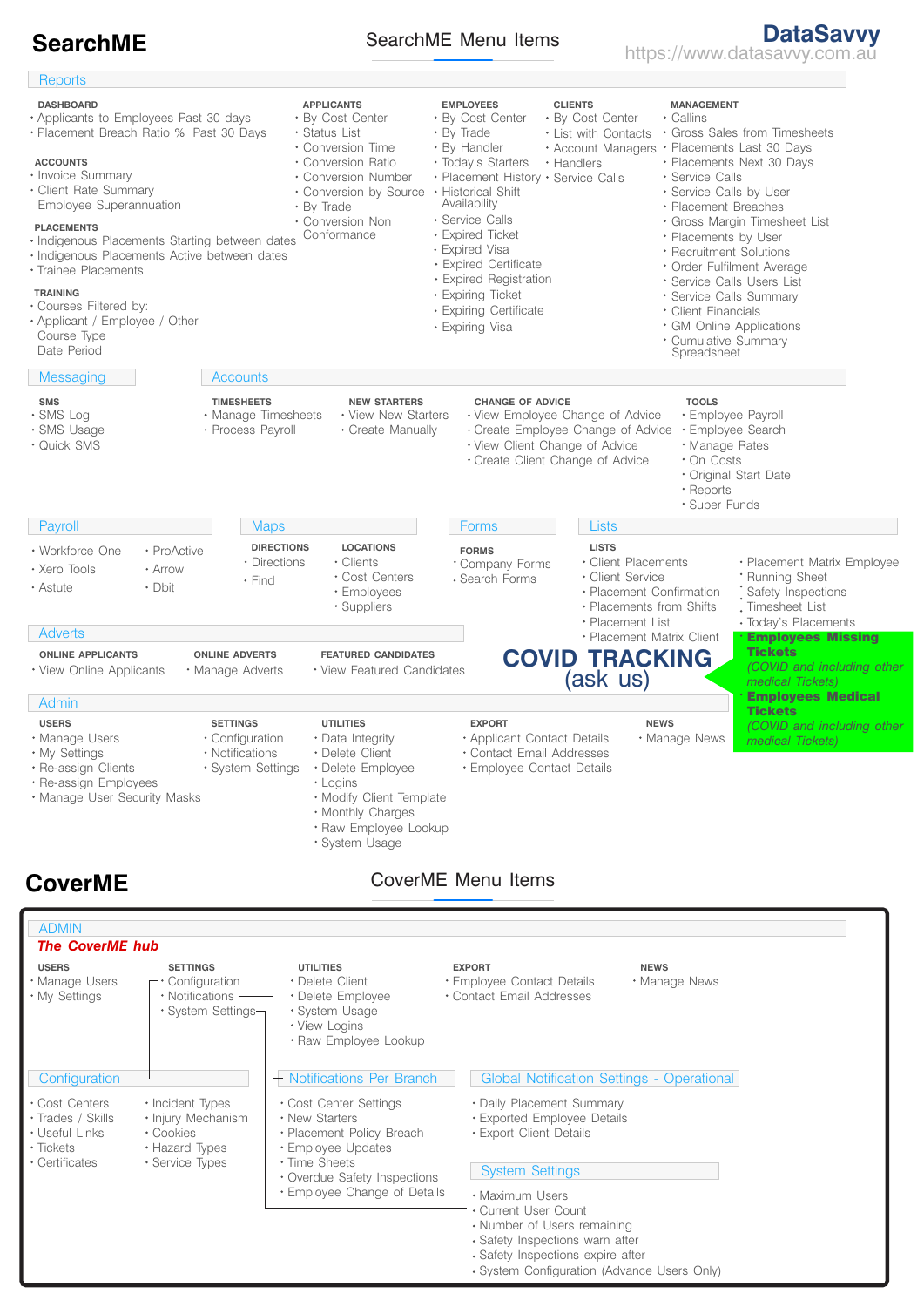# SearchME

## SearchME Menu Items

**DataSavvy**
https://www.datasavvy.com.au

### Reports

**DASHBOARD**
- Applicants to Employees Past 30 days
- Placement Breach Ratio % Past 30 Days

**ACCOUNTS**
- Invoice Summary
- Client Rate Summary
  Employee Superannuation

**PLACEMENTS**
- Indigenous Placements Starting between dates
- Indigenous Placements Active between dates
- Trainee Placements

**TRAINING**
- Courses Filtered by:
- Applicant / Employee / Other
  Course Type
  Date Period

**APPLICANTS**
- By Cost Center
- Status List
- Conversion Time
- Conversion Ratio
- Conversion Number
- Conversion by Source
- By Trade
- Conversion Non Conformance

**EMPLOYEES**
- By Cost Center
- By Trade
- By Handler
- Today's Starters
- Placement History
- Historical Shift Availability
- Service Calls
- Expired Ticket
- Expired Visa
- Expired Certificate
- Expired Registration
- Expiring Ticket
- Expiring Certificate
- Expiring Visa

**CLIENTS**
- By Cost Center
- List with Contacts
- Account Managers
- Handlers
- Service Calls

**MANAGEMENT**
- Callins
- Gross Sales from Timesheets
- Placements Last 30 Days
- Placements Next 30 Days
- Service Calls
- Service Calls by User
- Placement Breaches
- Gross Margin Timesheet List
- Placements by User
- Recruitment Solutions
- Order Fulfilment Average
- Service Calls Users List
- Service Calls Summary
- Client Financials
- GM Online Applications
- Cumulative Summary Spreadsheet

### Messaging

**SMS**
- SMS Log
- SMS Usage
- Quick SMS

### Accounts

**TIMESHEETS**
- Manage Timesheets
- Process Payroll

**NEW STARTERS**
- View New Starters
- Create Manually

**CHANGE OF ADVICE**
- View Employee Change of Advice
- Create Employee Change of Advice
- View Client Change of Advice
- Create Client Change of Advice

**TOOLS**
- Employee Payroll
- Employee Search
- Manage Rates
- On Costs
- Original Start Date
- Reports
- Super Funds

### Payroll

- Workforce One
- Xero Tools
- Astute
- ProActive
- Arrow
- Dbit

### Maps

**DIRECTIONS**
- Directions
- Find

**LOCATIONS**
- Clients
- Cost Centers
- Employees
- Suppliers

### Forms

**FORMS**
- Company Forms
- Search Forms

### Lists

**LISTS**
- Client Placements
- Client Service
- Placement Confirmation
- Placements from Shifts
- Placement List
- Placement Matrix Client
- Placement Matrix Employee
- Running Sheet
- Safety Inspections
- Timesheet List
- Today's Placements
- **Employees Missing Tickets**
  *(COVID and including other medical Tickets)*
- **Employees Medical Tickets**
  *(COVID and including other medical Tickets)*

**COVID TRACKING**
(ask us)

### Adverts

**ONLINE APPLICANTS**
- View Online Applicants

**ONLINE ADVERTS**
- Manage Adverts

**FEATURED CANDIDATES**
- View Featured Candidates

### Admin

**USERS**
- Manage Users
- My Settings
- Re-assign Clients
- Re-assign Employees
- Manage User Security Masks

**SETTINGS**
- Configuration
- Notifications
- System Settings

**UTILITIES**
- Data Integrity
- Delete Client
- Delete Employee
- Logins
- Modify Client Template
- Monthly Charges
- Raw Employee Lookup
- System Usage

**EXPORT**
- Applicant Contact Details
- Contact Email Addresses
- Employee Contact Details

**NEWS**
- Manage News

# CoverME

## CoverME Menu Items

### ADMIN

***The CoverME hub***

**USERS**
- Manage Users
- My Settings

**SETTINGS**
- Configuration
- Notifications
- System Settings

**UTILITIES**
- Delete Client
- Delete Employee
- System Usage
- View Logins
- Raw Employee Lookup

**EXPORT**
- Employee Contact Details
- Contact Email Addresses

**NEWS**
- Manage News

### Configuration

- Cost Centers
- Trades / Skills
- Useful Links
- Tickets
- Certificates
- Incident Types
- Injury Mechanism
- Cookies
- Hazard Types
- Service Types

### Notifications Per Branch

- Cost Center Settings
- New Starters
- Placement Policy Breach
- Employee Updates
- Time Sheets
- Overdue Safety Inspections
- Employee Change of Details

### Global Notification Settings - Operational

- Daily Placement Summary
- Exported Employee Details
- Export Client Details

### System Settings

- Maximum Users
- Current User Count
- Number of Users remaining
- Safety Inspections warn after
- Safety Inspections expire after
- System Configuration (Advance Users Only)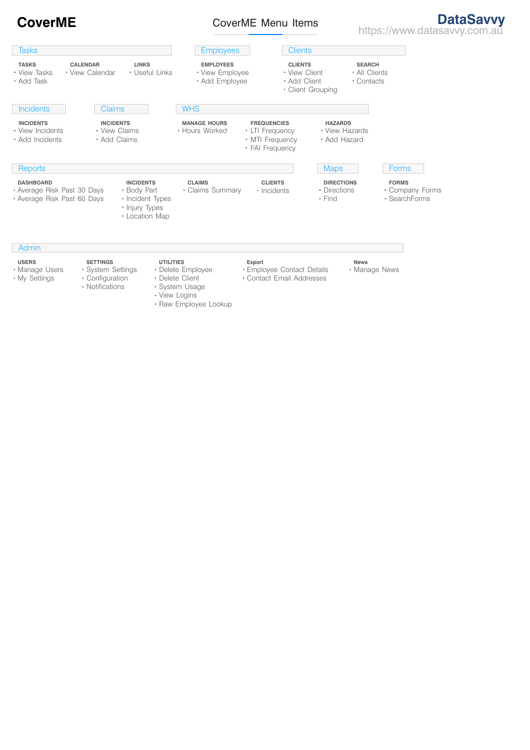# CoverME

## CoverME Menu Items

**DataSavvy**
https://www.datasavvy.com.au

### Tasks

**TASKS**
- View Tasks
- Add Task

**CALENDAR**
- View Calendar

**LINKS**
- Useful Links

### Employees

**EMPLOYEES**
- View Employee
- Add Employee

### Clients

**CLIENTS**
- View Client
- Add Client
- Client Grouping

**SEARCH**
- All Clients
- Contacts

### Incidents

**INCIDENTS**
- View Incidents
- Add Incidents

### Claims

**INCIDENTS**
- View Claims
- Add Claims

### WHS

**MANAGE HOURS**
- Hours Worked

**FREQUENCIES**
- LTI Frequency
- MTI Frequency
- FAI Frequency

**HAZARDS**
- View Hazards
- Add Hazard

### Reports

**DASHBOARD**
- Average Risk Past 30 Days
- Average Risk Past 60 Days

**INCIDENTS**
- Body Part
- Incident Types
- Injury Types
- Location Map

**CLAIMS**
- Claims Summary

**CLIENTS**
- Incidents

### Maps

**DIRECTIONS**
- Directions
- Find

### Forms

**FORMS**
- Company Forms
- SearchForms

### Admin

**USERS**
- Manage Users
- My Settings

**SETTINGS**
- System Settings
- Configuration
- Notifications

**UTILITIES**
- Delete Employee
- Delete Client
- System Usage
- View Logins
- Raw Employee Lookup

**Export**
- Employee Contact Details
- Contact Email Addresses

**News**
- Manage News